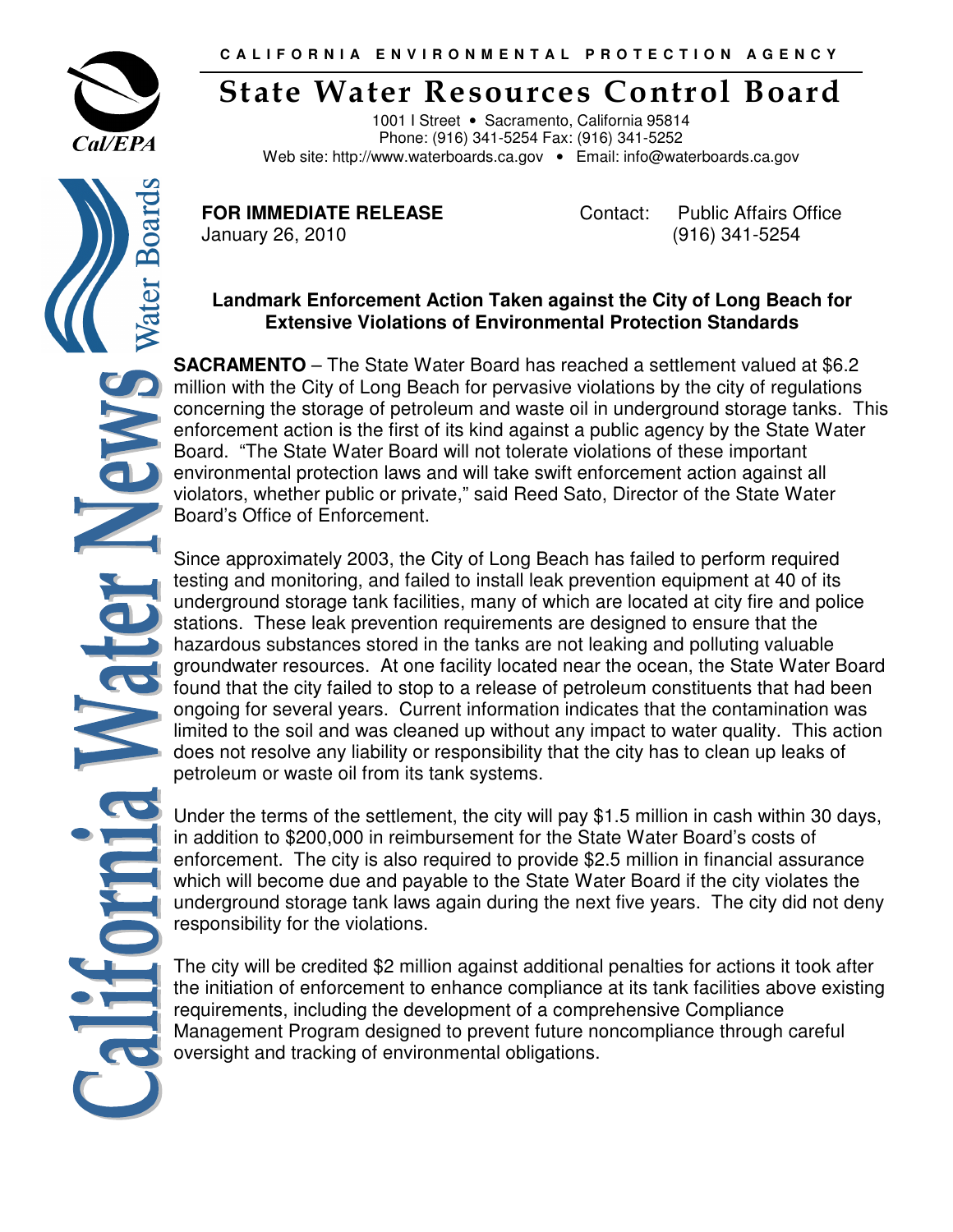CALIFORNIA ENVIRONMENTAL PROTECTION AGENCY

# State Water Resources Control Board

1001 I Street • Sacramento, California 95814
Phone: (916) 341-5254 Fax: (916) 341-5252
Web site: http://www.waterboards.ca.gov • Email: info@waterboards.ca.gov

**FOR IMMEDIATE RELEASE**
January 26, 2010

Contact: Public Affairs Office
(916) 341-5254

## Landmark Enforcement Action Taken against the City of Long Beach for Extensive Violations of Environmental Protection Standards

**SACRAMENTO** – The State Water Board has reached a settlement valued at $6.2 million with the City of Long Beach for pervasive violations by the city of regulations concerning the storage of petroleum and waste oil in underground storage tanks. This enforcement action is the first of its kind against a public agency by the State Water Board. "The State Water Board will not tolerate violations of these important environmental protection laws and will take swift enforcement action against all violators, whether public or private," said Reed Sato, Director of the State Water Board's Office of Enforcement.

Since approximately 2003, the City of Long Beach has failed to perform required testing and monitoring, and failed to install leak prevention equipment at 40 of its underground storage tank facilities, many of which are located at city fire and police stations. These leak prevention requirements are designed to ensure that the hazardous substances stored in the tanks are not leaking and polluting valuable groundwater resources. At one facility located near the ocean, the State Water Board found that the city failed to stop to a release of petroleum constituents that had been ongoing for several years. Current information indicates that the contamination was limited to the soil and was cleaned up without any impact to water quality. This action does not resolve any liability or responsibility that the city has to clean up leaks of petroleum or waste oil from its tank systems.

Under the terms of the settlement, the city will pay $1.5 million in cash within 30 days, in addition to $200,000 in reimbursement for the State Water Board's costs of enforcement. The city is also required to provide $2.5 million in financial assurance which will become due and payable to the State Water Board if the city violates the underground storage tank laws again during the next five years. The city did not deny responsibility for the violations.

The city will be credited $2 million against additional penalties for actions it took after the initiation of enforcement to enhance compliance at its tank facilities above existing requirements, including the development of a comprehensive Compliance Management Program designed to prevent future noncompliance through careful oversight and tracking of environmental obligations.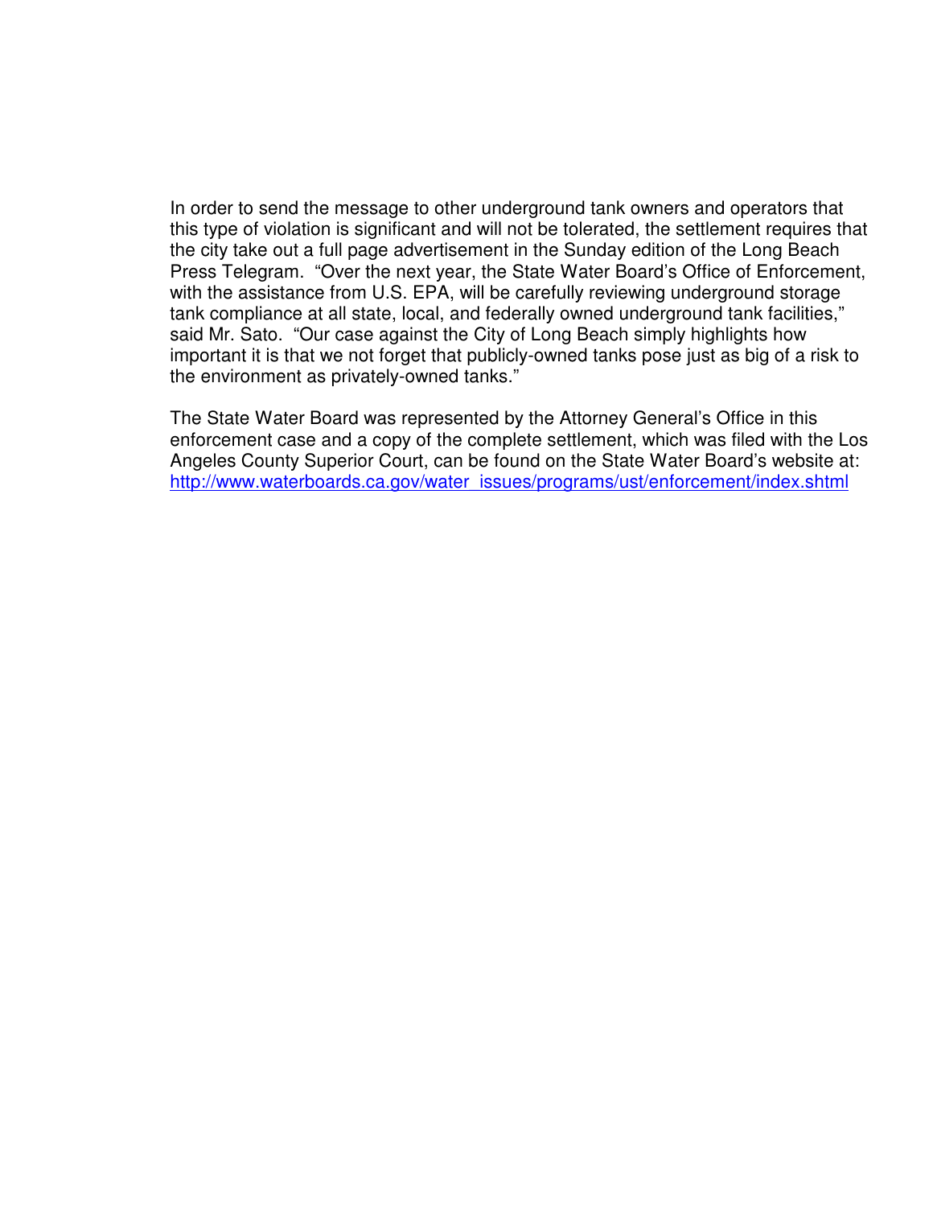In order to send the message to other underground tank owners and operators that this type of violation is significant and will not be tolerated, the settlement requires that the city take out a full page advertisement in the Sunday edition of the Long Beach Press Telegram. "Over the next year, the State Water Board's Office of Enforcement, with the assistance from U.S. EPA, will be carefully reviewing underground storage tank compliance at all state, local, and federally owned underground tank facilities," said Mr. Sato. "Our case against the City of Long Beach simply highlights how important it is that we not forget that publicly-owned tanks pose just as big of a risk to the environment as privately-owned tanks."

The State Water Board was represented by the Attorney General's Office in this enforcement case and a copy of the complete settlement, which was filed with the Los Angeles County Superior Court, can be found on the State Water Board's website at: http://www.waterboards.ca.gov/water_issues/programs/ust/enforcement/index.shtml